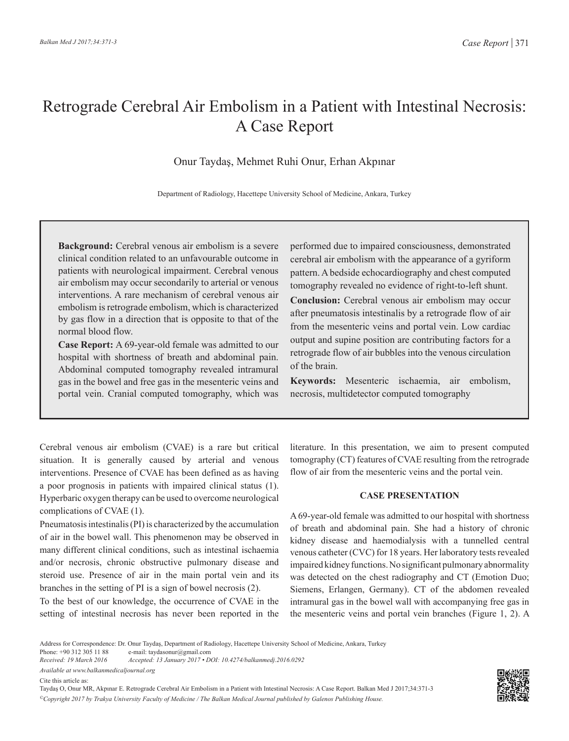# Retrograde Cerebral Air Embolism in a Patient with Intestinal Necrosis: A Case Report

Onur Taydaş, Mehmet Ruhi Onur, Erhan Akpınar

Department of Radiology, Hacettepe University School of Medicine, Ankara, Turkey

**Background:** Cerebral venous air embolism is a severe clinical condition related to an unfavourable outcome in patients with neurological impairment. Cerebral venous air embolism may occur secondarily to arterial or venous interventions. A rare mechanism of cerebral venous air embolism is retrograde embolism, which is characterized by gas flow in a direction that is opposite to that of the normal blood flow.

**Case Report:** A 69-year-old female was admitted to our hospital with shortness of breath and abdominal pain. Abdominal computed tomography revealed intramural gas in the bowel and free gas in the mesenteric veins and portal vein. Cranial computed tomography, which was performed due to impaired consciousness, demonstrated cerebral air embolism with the appearance of a gyriform pattern. A bedside echocardiography and chest computed tomography revealed no evidence of right-to-left shunt.

**Conclusion:** Cerebral venous air embolism may occur after pneumatosis intestinalis by a retrograde flow of air from the mesenteric veins and portal vein. Low cardiac output and supine position are contributing factors for a retrograde flow of air bubbles into the venous circulation of the brain.

**Keywords:** Mesenteric ischaemia, air embolism, necrosis, multidetector computed tomography

Cerebral venous air embolism (CVAE) is a rare but critical situation. It is generally caused by arterial and venous interventions. Presence of CVAE has been defined as as having a poor prognosis in patients with impaired clinical status (1). Hyperbaric oxygen therapy can be used to overcome neurological complications of CVAE (1).

Pneumatosis intestinalis (PI) is characterized by the accumulation of air in the bowel wall. This phenomenon may be observed in many different clinical conditions, such as intestinal ischaemia and/or necrosis, chronic obstructive pulmonary disease and steroid use. Presence of air in the main portal vein and its branches in the setting of PI is a sign of bowel necrosis (2).

To the best of our knowledge, the occurrence of CVAE in the setting of intestinal necrosis has never been reported in the literature. In this presentation, we aim to present computed tomography (CT) features of CVAE resulting from the retrograde flow of air from the mesenteric veins and the portal vein.

## CASE PRESENTATION

A 69-year-old female was admitted to our hospital with shortness of breath and abdominal pain. She had a history of chronic kidney disease and haemodialysis with a tunnelled central venous catheter (CVC) for 18 years. Her laboratory tests revealed impaired kidney functions. No significant pulmonary abnormality was detected on the chest radiography and CT (Emotion Duo; Siemens, Erlangen, Germany). CT of the abdomen revealed intramural gas in the bowel wall with accompanying free gas in the mesenteric veins and portal vein branches (Figure 1, 2). A

Address for Correspondence: Dr. Onur Taydaş, Department of Radiology, Hacettepe University School of Medicine, Ankara, Turkey
Phone: +90 312 305 11 88 e-mail: taydasonur@gmail.com
*Received: 19 March 2016 Accepted: 13 January 2017 • DOI: 10.4274/balkanmedj.2016.0292*
*Available at www.balkanmedicaljournal.org*

Cite this article as:
Taydaş O, Onur MR, Akpınar E. Retrograde Cerebral Air Embolism in a Patient with Intestinal Necrosis: A Case Report. Balkan Med J 2017;34:371-3

*©Copyright 2017 by Trakya University Faculty of Medicine / The Balkan Medical Journal published by Galenos Publishing House.*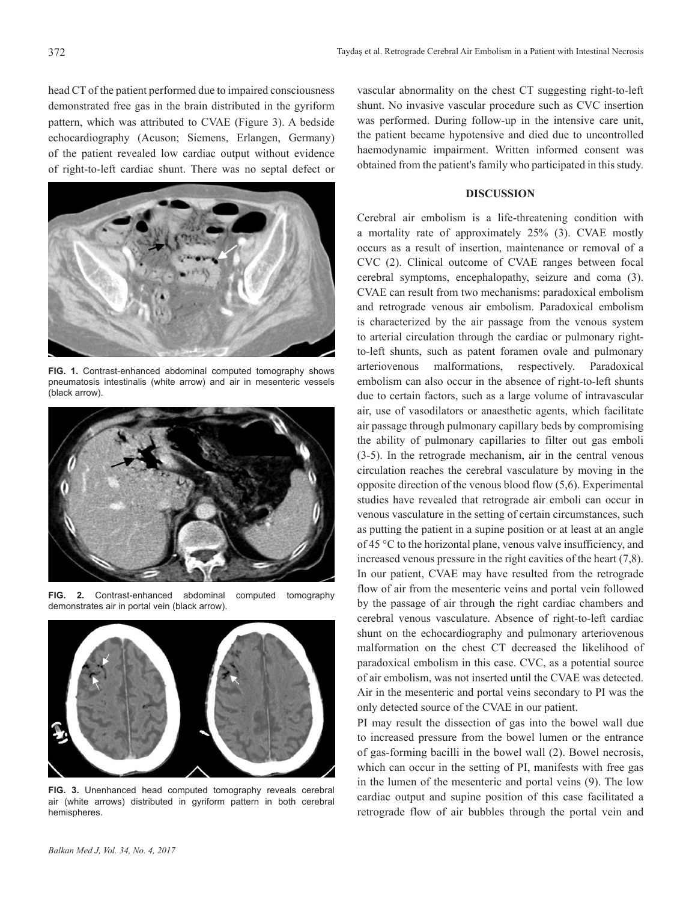head CT of the patient performed due to impaired consciousness demonstrated free gas in the brain distributed in the gyriform pattern, which was attributed to CVAE (Figure 3). A bedside echocardiography (Acuson; Siemens, Erlangen, Germany) of the patient revealed low cardiac output without evidence of right-to-left cardiac shunt. There was no septal defect or vascular abnormality on the chest CT suggesting right-to-left shunt. No invasive vascular procedure such as CVC insertion was performed. During follow-up in the intensive care unit, the patient became hypotensive and died due to uncontrolled haemodynamic impairment. Written informed consent was obtained from the patient's family who participated in this study.

**FIG. 1.** Contrast-enhanced abdominal computed tomography shows pneumatosis intestinalis (white arrow) and air in mesenteric vessels (black arrow).

**FIG. 2.** Contrast-enhanced abdominal computed tomography demonstrates air in portal vein (black arrow).

**FIG. 3.** Unenhanced head computed tomography reveals cerebral air (white arrows) distributed in gyriform pattern in both cerebral hemispheres.

## DISCUSSION

Cerebral air embolism is a life-threatening condition with a mortality rate of approximately 25% (3). CVAE mostly occurs as a result of insertion, maintenance or removal of a CVC (2). Clinical outcome of CVAE ranges between focal cerebral symptoms, encephalopathy, seizure and coma (3). CVAE can result from two mechanisms: paradoxical embolism and retrograde venous air embolism. Paradoxical embolism is characterized by the air passage from the venous system to arterial circulation through the cardiac or pulmonary right-to-left shunts, such as patent foramen ovale and pulmonary arteriovenous malformations, respectively. Paradoxical embolism can also occur in the absence of right-to-left shunts due to certain factors, such as a large volume of intravascular air, use of vasodilators or anaesthetic agents, which facilitate air passage through pulmonary capillary beds by compromising the ability of pulmonary capillaries to filter out gas emboli (3-5). In the retrograde mechanism, air in the central venous circulation reaches the cerebral vasculature by moving in the opposite direction of the venous blood flow (5,6). Experimental studies have revealed that retrograde air emboli can occur in venous vasculature in the setting of certain circumstances, such as putting the patient in a supine position or at least at an angle of 45 °C to the horizontal plane, venous valve insufficiency, and increased venous pressure in the right cavities of the heart (7,8). In our patient, CVAE may have resulted from the retrograde flow of air from the mesenteric veins and portal vein followed by the passage of air through the right cardiac chambers and cerebral venous vasculature. Absence of right-to-left cardiac shunt on the echocardiography and pulmonary arteriovenous malformation on the chest CT decreased the likelihood of paradoxical embolism in this case. CVC, as a potential source of air embolism, was not inserted until the CVAE was detected. Air in the mesenteric and portal veins secondary to PI was the only detected source of the CVAE in our patient.

PI may result the dissection of gas into the bowel wall due to increased pressure from the bowel lumen or the entrance of gas-forming bacilli in the bowel wall (2). Bowel necrosis, which can occur in the setting of PI, manifests with free gas in the lumen of the mesenteric and portal veins (9). The low cardiac output and supine position of this case facilitated a retrograde flow of air bubbles through the portal vein and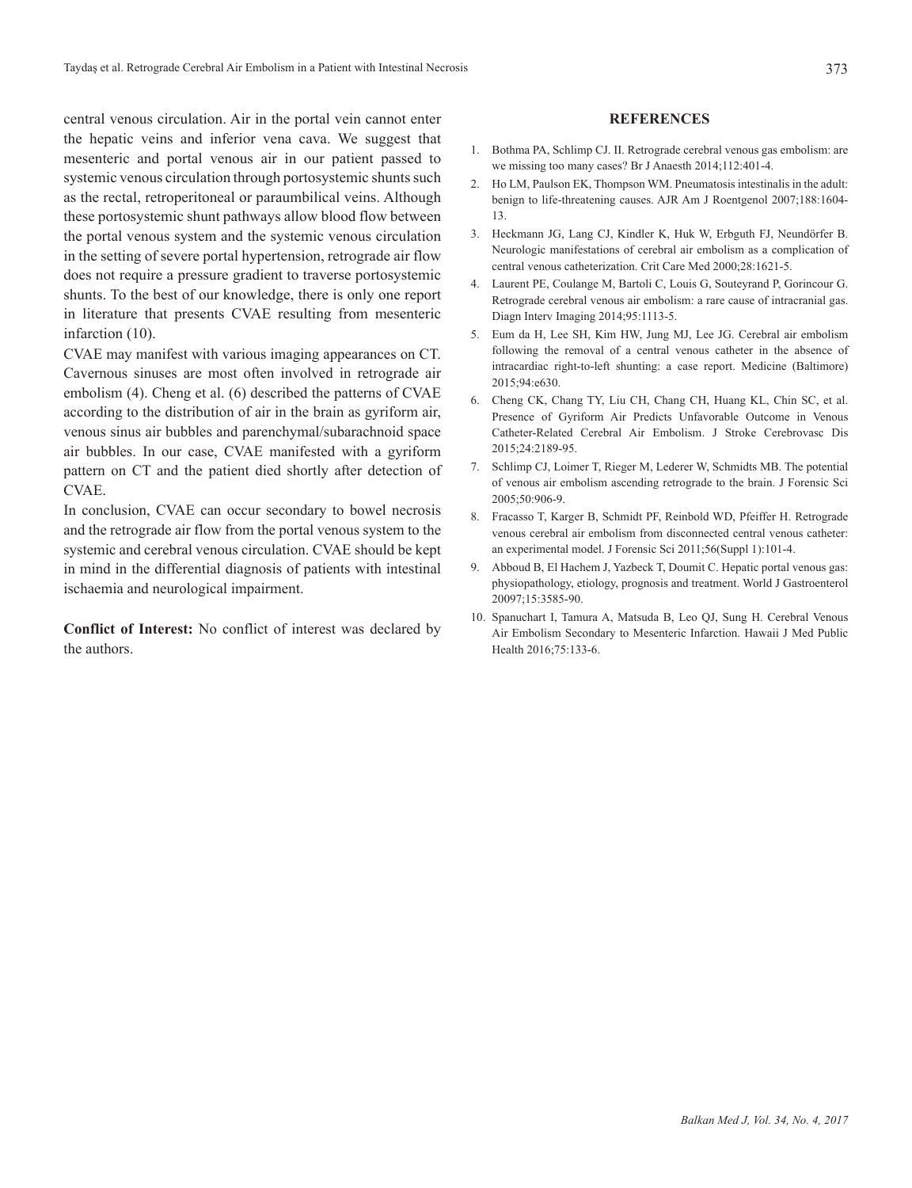central venous circulation. Air in the portal vein cannot enter the hepatic veins and inferior vena cava. We suggest that mesenteric and portal venous air in our patient passed to systemic venous circulation through portosystemic shunts such as the rectal, retroperitoneal or paraumbilical veins. Although these portosystemic shunt pathways allow blood flow between the portal venous system and the systemic venous circulation in the setting of severe portal hypertension, retrograde air flow does not require a pressure gradient to traverse portosystemic shunts. To the best of our knowledge, there is only one report in literature that presents CVAE resulting from mesenteric infarction (10).

CVAE may manifest with various imaging appearances on CT. Cavernous sinuses are most often involved in retrograde air embolism (4). Cheng et al. (6) described the patterns of CVAE according to the distribution of air in the brain as gyriform air, venous sinus air bubbles and parenchymal/subarachnoid space air bubbles. In our case, CVAE manifested with a gyriform pattern on CT and the patient died shortly after detection of CVAE.

In conclusion, CVAE can occur secondary to bowel necrosis and the retrograde air flow from the portal venous system to the systemic and cerebral venous circulation. CVAE should be kept in mind in the differential diagnosis of patients with intestinal ischaemia and neurological impairment.

**Conflict of Interest:** No conflict of interest was declared by the authors.

## REFERENCES

1. Bothma PA, Schlimp CJ. II. Retrograde cerebral venous gas embolism: are we missing too many cases? Br J Anaesth 2014;112:401-4.
2. Ho LM, Paulson EK, Thompson WM. Pneumatosis intestinalis in the adult: benign to life-threatening causes. AJR Am J Roentgenol 2007;188:1604-13.
3. Heckmann JG, Lang CJ, Kindler K, Huk W, Erbguth FJ, Neundörfer B. Neurologic manifestations of cerebral air embolism as a complication of central venous catheterization. Crit Care Med 2000;28:1621-5.
4. Laurent PE, Coulange M, Bartoli C, Louis G, Souteyrand P, Gorincour G. Retrograde cerebral venous air embolism: a rare cause of intracranial gas. Diagn Interv Imaging 2014;95:1113-5.
5. Eum da H, Lee SH, Kim HW, Jung MJ, Lee JG. Cerebral air embolism following the removal of a central venous catheter in the absence of intracardiac right-to-left shunting: a case report. Medicine (Baltimore) 2015;94:e630.
6. Cheng CK, Chang TY, Liu CH, Chang CH, Huang KL, Chin SC, et al. Presence of Gyriform Air Predicts Unfavorable Outcome in Venous Catheter-Related Cerebral Air Embolism. J Stroke Cerebrovasc Dis 2015;24:2189-95.
7. Schlimp CJ, Loimer T, Rieger M, Lederer W, Schmidts MB. The potential of venous air embolism ascending retrograde to the brain. J Forensic Sci 2005;50:906-9.
8. Fracasso T, Karger B, Schmidt PF, Reinbold WD, Pfeiffer H. Retrograde venous cerebral air embolism from disconnected central venous catheter: an experimental model. J Forensic Sci 2011;56(Suppl 1):101-4.
9. Abboud B, El Hachem J, Yazbeck T, Doumit C. Hepatic portal venous gas: physiopathology, etiology, prognosis and treatment. World J Gastroenterol 20097;15:3585-90.
10. Spanuchart I, Tamura A, Matsuda B, Leo QJ, Sung H. Cerebral Venous Air Embolism Secondary to Mesenteric Infarction. Hawaii J Med Public Health 2016;75:133-6.